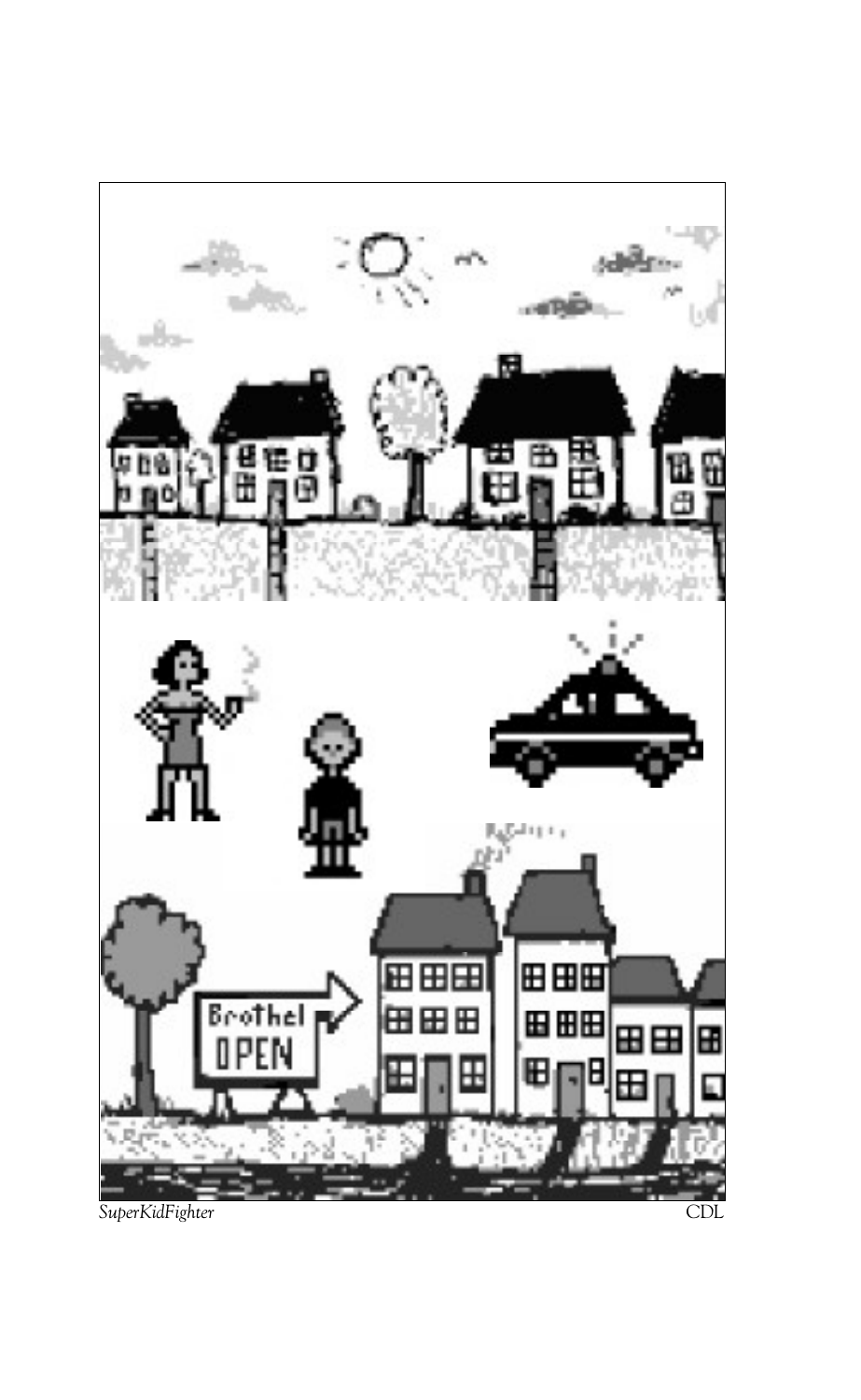*SuperKidFighter* CDL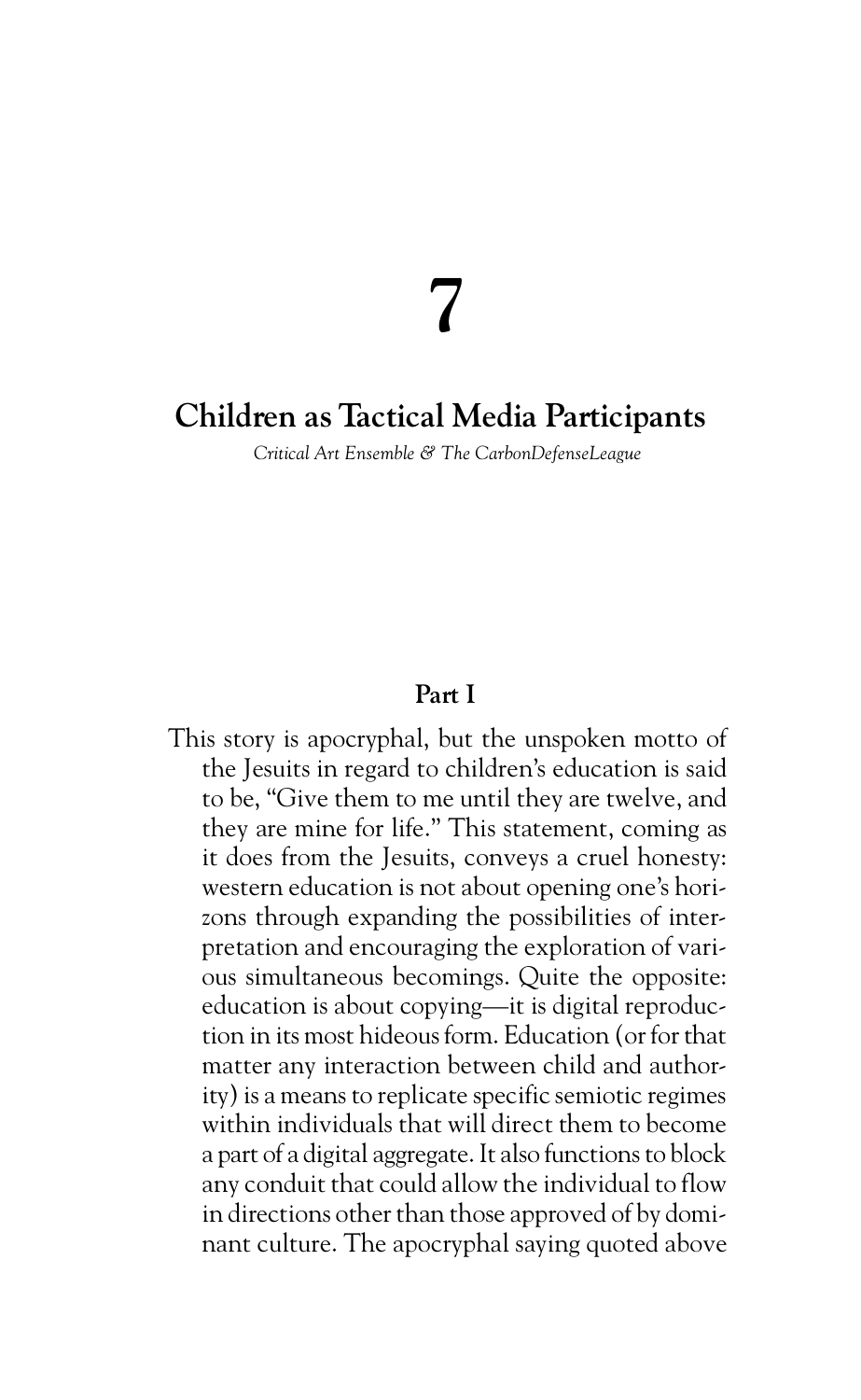# 7

## Children as Tactical Media Participants

*Critical Art Ensemble & The CarbonDefenseLeague*

### Part I

This story is apocryphal, but the unspoken motto of the Jesuits in regard to children's education is said to be, "Give them to me until they are twelve, and they are mine for life." This statement, coming as it does from the Jesuits, conveys a cruel honesty: western education is not about opening one's horizons through expanding the possibilities of interpretation and encouraging the exploration of various simultaneous becomings. Quite the opposite: education is about copying—it is digital reproduction in its most hideous form. Education (or for that matter any interaction between child and authority) is a means to replicate specific semiotic regimes within individuals that will direct them to become a part of a digital aggregate. It also functions to block any conduit that could allow the individual to flow in directions other than those approved of by dominant culture. The apocryphal saying quoted above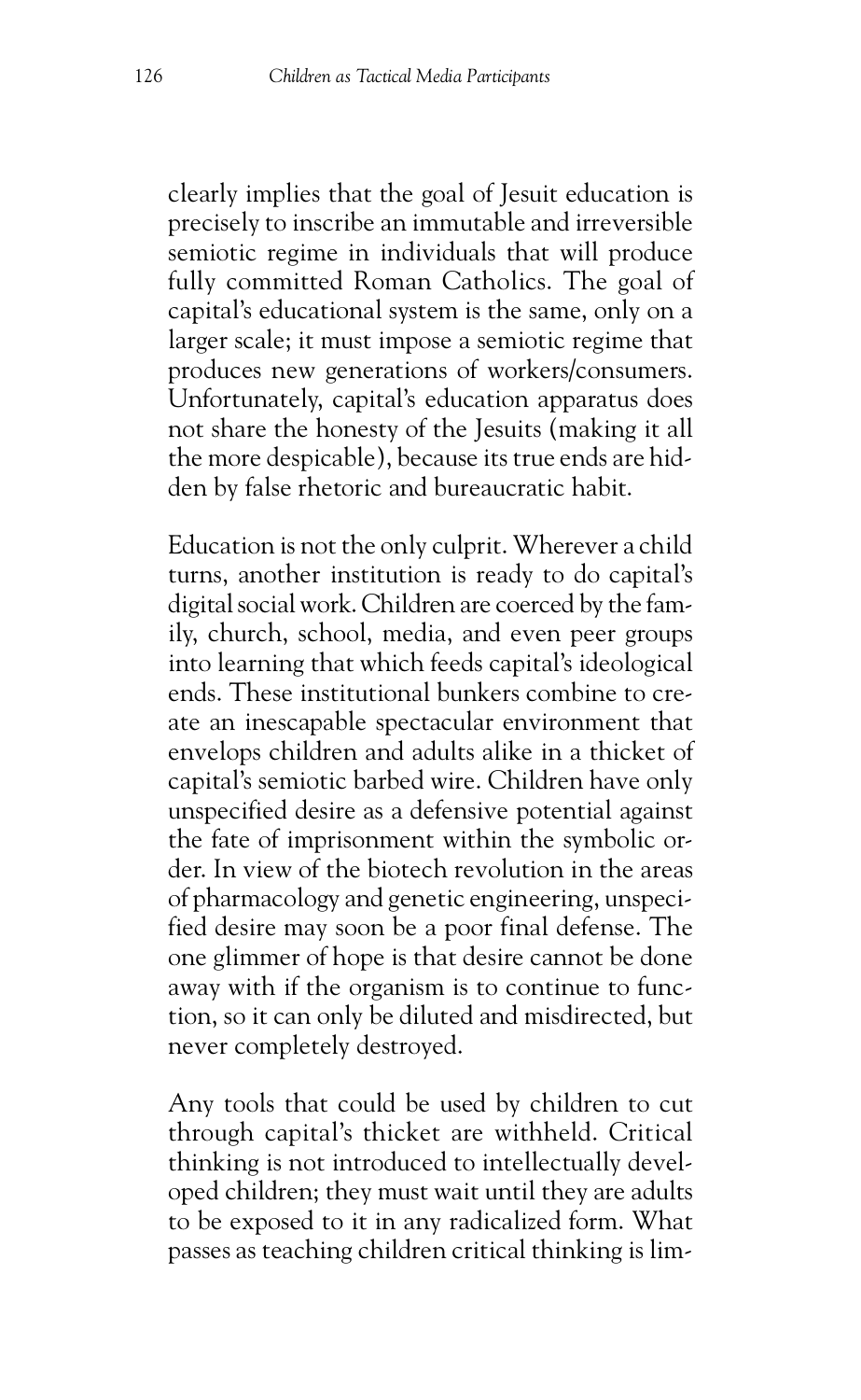clearly implies that the goal of Jesuit education is precisely to inscribe an immutable and irreversible semiotic regime in individuals that will produce fully committed Roman Catholics. The goal of capital's educational system is the same, only on a larger scale; it must impose a semiotic regime that produces new generations of workers/consumers. Unfortunately, capital's education apparatus does not share the honesty of the Jesuits (making it all the more despicable), because its true ends are hidden by false rhetoric and bureaucratic habit.

Education is not the only culprit. Wherever a child turns, another institution is ready to do capital's digital social work. Children are coerced by the family, church, school, media, and even peer groups into learning that which feeds capital's ideological ends. These institutional bunkers combine to create an inescapable spectacular environment that envelops children and adults alike in a thicket of capital's semiotic barbed wire. Children have only unspecified desire as a defensive potential against the fate of imprisonment within the symbolic order. In view of the biotech revolution in the areas of pharmacology and genetic engineering, unspecified desire may soon be a poor final defense. The one glimmer of hope is that desire cannot be done away with if the organism is to continue to function, so it can only be diluted and misdirected, but never completely destroyed.

Any tools that could be used by children to cut through capital's thicket are withheld. Critical thinking is not introduced to intellectually developed children; they must wait until they are adults to be exposed to it in any radicalized form. What passes as teaching children critical thinking is lim-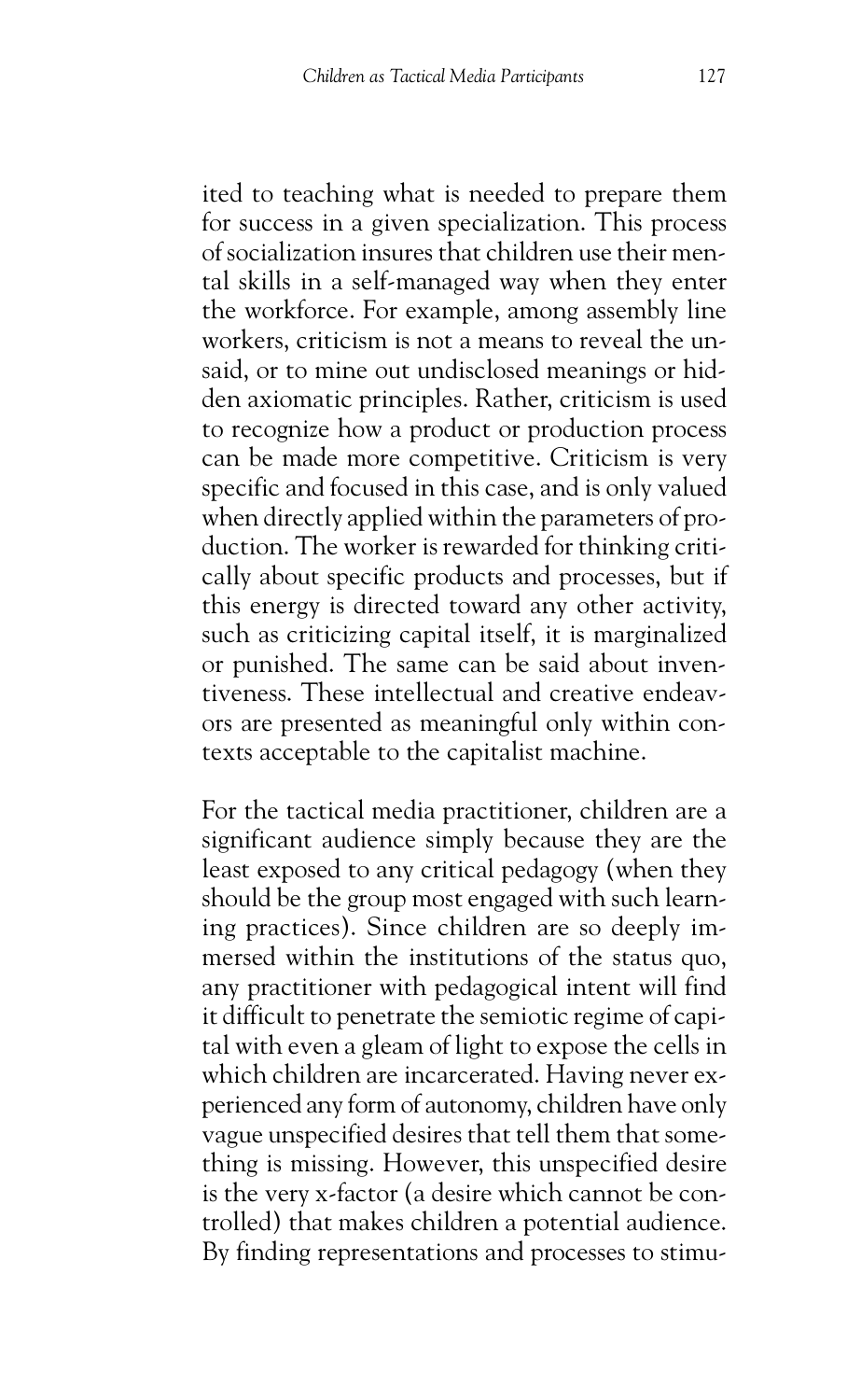ited to teaching what is needed to prepare them for success in a given specialization. This process of socialization insures that children use their mental skills in a self-managed way when they enter the workforce. For example, among assembly line workers, criticism is not a means to reveal the unsaid, or to mine out undisclosed meanings or hidden axiomatic principles. Rather, criticism is used to recognize how a product or production process can be made more competitive. Criticism is very specific and focused in this case, and is only valued when directly applied within the parameters of production. The worker is rewarded for thinking critically about specific products and processes, but if this energy is directed toward any other activity, such as criticizing capital itself, it is marginalized or punished. The same can be said about inventiveness. These intellectual and creative endeavors are presented as meaningful only within contexts acceptable to the capitalist machine.

For the tactical media practitioner, children are a significant audience simply because they are the least exposed to any critical pedagogy (when they should be the group most engaged with such learning practices). Since children are so deeply immersed within the institutions of the status quo, any practitioner with pedagogical intent will find it difficult to penetrate the semiotic regime of capital with even a gleam of light to expose the cells in which children are incarcerated. Having never experienced any form of autonomy, children have only vague unspecified desires that tell them that something is missing. However, this unspecified desire is the very x-factor (a desire which cannot be controlled) that makes children a potential audience. By finding representations and processes to stimu-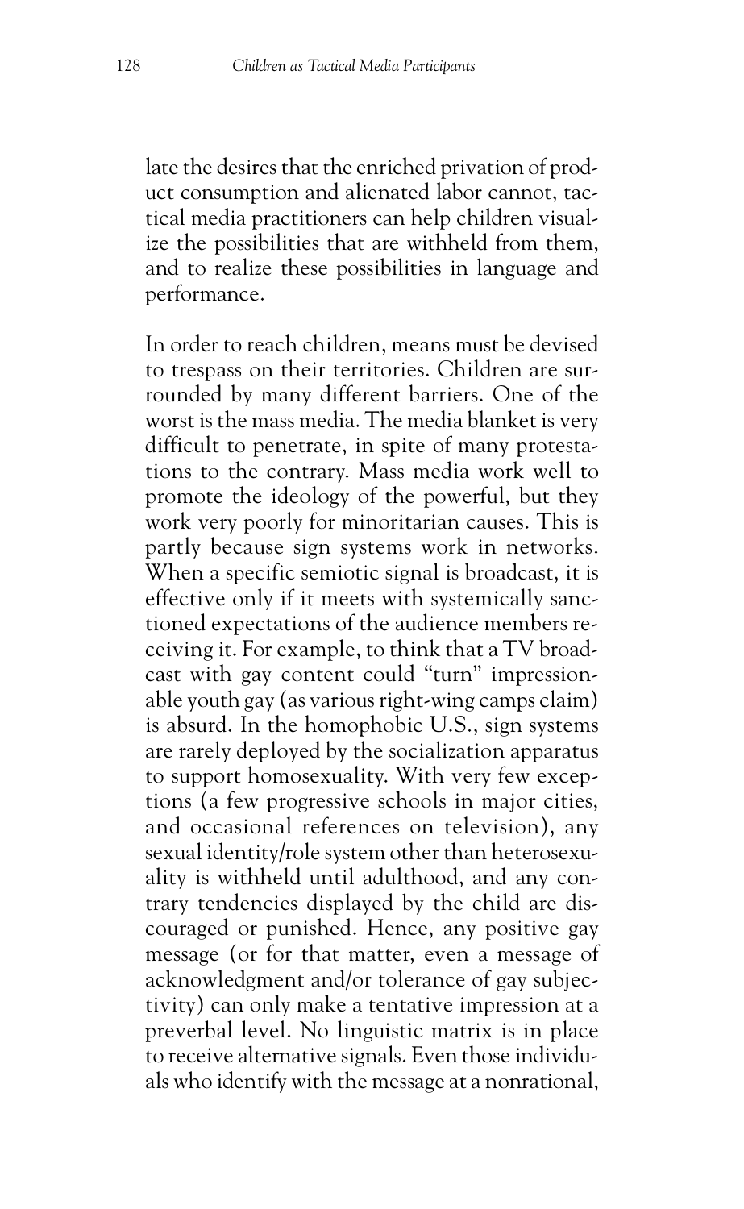late the desires that the enriched privation of product consumption and alienated labor cannot, tactical media practitioners can help children visualize the possibilities that are withheld from them, and to realize these possibilities in language and performance.

In order to reach children, means must be devised to trespass on their territories. Children are surrounded by many different barriers. One of the worst is the mass media. The media blanket is very difficult to penetrate, in spite of many protestations to the contrary. Mass media work well to promote the ideology of the powerful, but they work very poorly for minoritarian causes. This is partly because sign systems work in networks. When a specific semiotic signal is broadcast, it is effective only if it meets with systemically sanctioned expectations of the audience members receiving it. For example, to think that a TV broadcast with gay content could "turn" impressionable youth gay (as various right-wing camps claim) is absurd. In the homophobic U.S., sign systems are rarely deployed by the socialization apparatus to support homosexuality. With very few exceptions (a few progressive schools in major cities, and occasional references on television), any sexual identity/role system other than heterosexuality is withheld until adulthood, and any contrary tendencies displayed by the child are discouraged or punished. Hence, any positive gay message (or for that matter, even a message of acknowledgment and/or tolerance of gay subjectivity) can only make a tentative impression at a preverbal level. No linguistic matrix is in place to receive alternative signals. Even those individuals who identify with the message at a nonrational,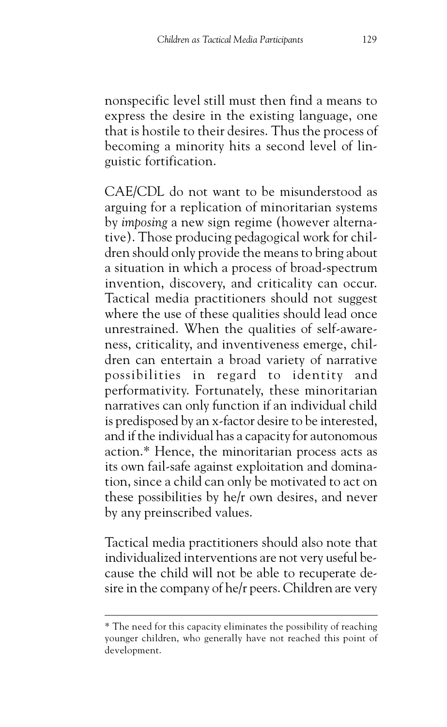nonspecific level still must then find a means to express the desire in the existing language, one that is hostile to their desires. Thus the process of becoming a minority hits a second level of linguistic fortification.

CAE/CDL do not want to be misunderstood as arguing for a replication of minoritarian systems by *imposing* a new sign regime (however alternative). Those producing pedagogical work for children should only provide the means to bring about a situation in which a process of broad-spectrum invention, discovery, and criticality can occur. Tactical media practitioners should not suggest where the use of these qualities should lead once unrestrained. When the qualities of self-awareness, criticality, and inventiveness emerge, children can entertain a broad variety of narrative possibilities in regard to identity and performativity. Fortunately, these minoritarian narratives can only function if an individual child is predisposed by an x-factor desire to be interested, and if the individual has a capacity for autonomous action.* Hence, the minoritarian process acts as its own fail-safe against exploitation and domination, since a child can only be motivated to act on these possibilities by he/r own desires, and never by any preinscribed values.

Tactical media practitioners should also note that individualized interventions are not very useful because the child will not be able to recuperate desire in the company of he/r peers. Children are very

---

* The need for this capacity eliminates the possibility of reaching younger children, who generally have not reached this point of development.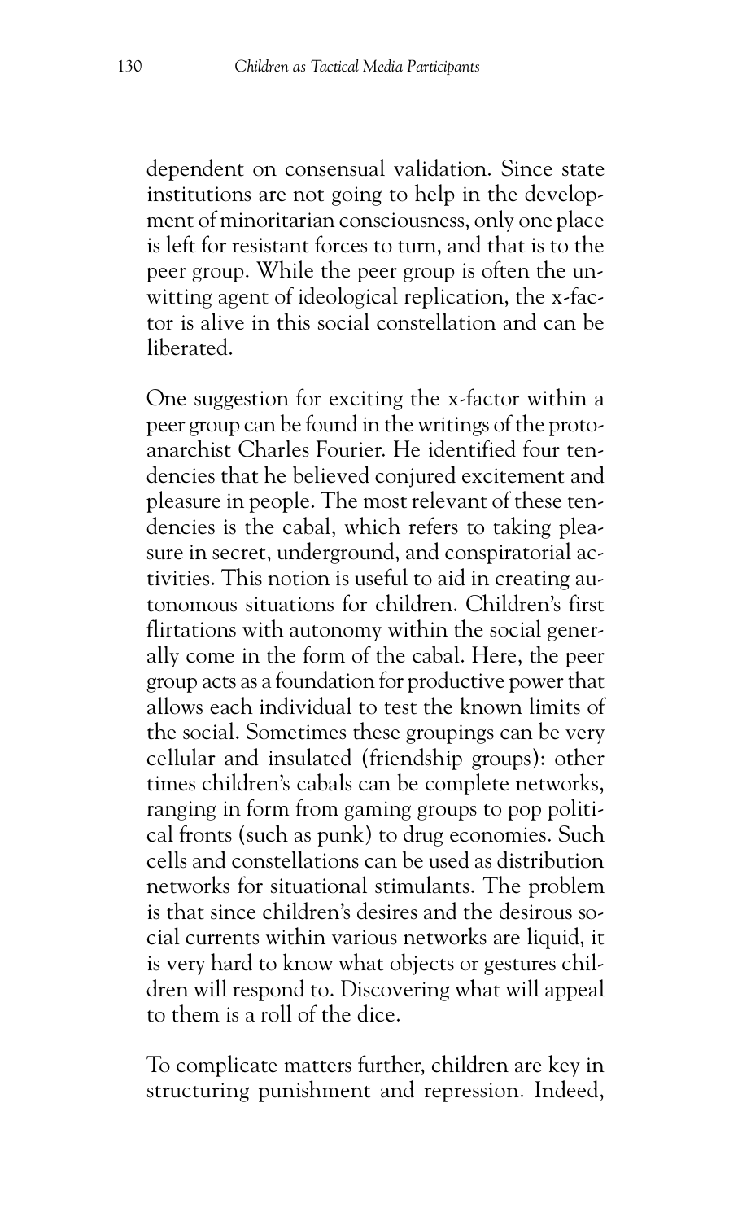dependent on consensual validation. Since state institutions are not going to help in the development of minoritarian consciousness, only one place is left for resistant forces to turn, and that is to the peer group. While the peer group is often the unwitting agent of ideological replication, the x-factor is alive in this social constellation and can be liberated.

One suggestion for exciting the x-factor within a peer group can be found in the writings of the proto-anarchist Charles Fourier. He identified four tendencies that he believed conjured excitement and pleasure in people. The most relevant of these tendencies is the cabal, which refers to taking pleasure in secret, underground, and conspiratorial activities. This notion is useful to aid in creating autonomous situations for children. Children's first flirtations with autonomy within the social generally come in the form of the cabal. Here, the peer group acts as a foundation for productive power that allows each individual to test the known limits of the social. Sometimes these groupings can be very cellular and insulated (friendship groups): other times children's cabals can be complete networks, ranging in form from gaming groups to pop political fronts (such as punk) to drug economies. Such cells and constellations can be used as distribution networks for situational stimulants. The problem is that since children's desires and the desirous social currents within various networks are liquid, it is very hard to know what objects or gestures children will respond to. Discovering what will appeal to them is a roll of the dice.

To complicate matters further, children are key in structuring punishment and repression. Indeed,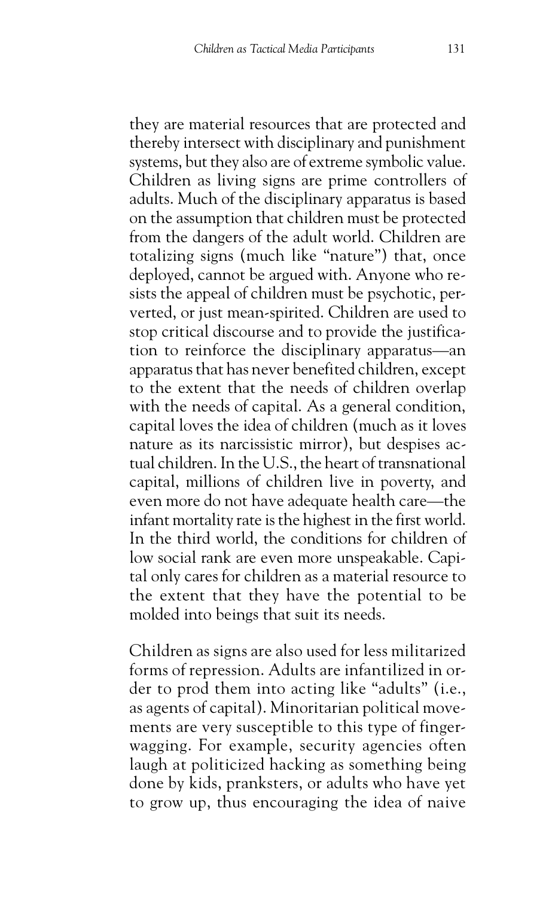they are material resources that are protected and thereby intersect with disciplinary and punishment systems, but they also are of extreme symbolic value. Children as living signs are prime controllers of adults. Much of the disciplinary apparatus is based on the assumption that children must be protected from the dangers of the adult world. Children are totalizing signs (much like "nature") that, once deployed, cannot be argued with. Anyone who resists the appeal of children must be psychotic, perverted, or just mean-spirited. Children are used to stop critical discourse and to provide the justification to reinforce the disciplinary apparatus—an apparatus that has never benefited children, except to the extent that the needs of children overlap with the needs of capital. As a general condition, capital loves the idea of children (much as it loves nature as its narcissistic mirror), but despises actual children. In the U.S., the heart of transnational capital, millions of children live in poverty, and even more do not have adequate health care—the infant mortality rate is the highest in the first world. In the third world, the conditions for children of low social rank are even more unspeakable. Capital only cares for children as a material resource to the extent that they have the potential to be molded into beings that suit its needs.

Children as signs are also used for less militarized forms of repression. Adults are infantilized in order to prod them into acting like "adults" (i.e., as agents of capital). Minoritarian political movements are very susceptible to this type of finger-wagging. For example, security agencies often laugh at politicized hacking as something being done by kids, pranksters, or adults who have yet to grow up, thus encouraging the idea of naive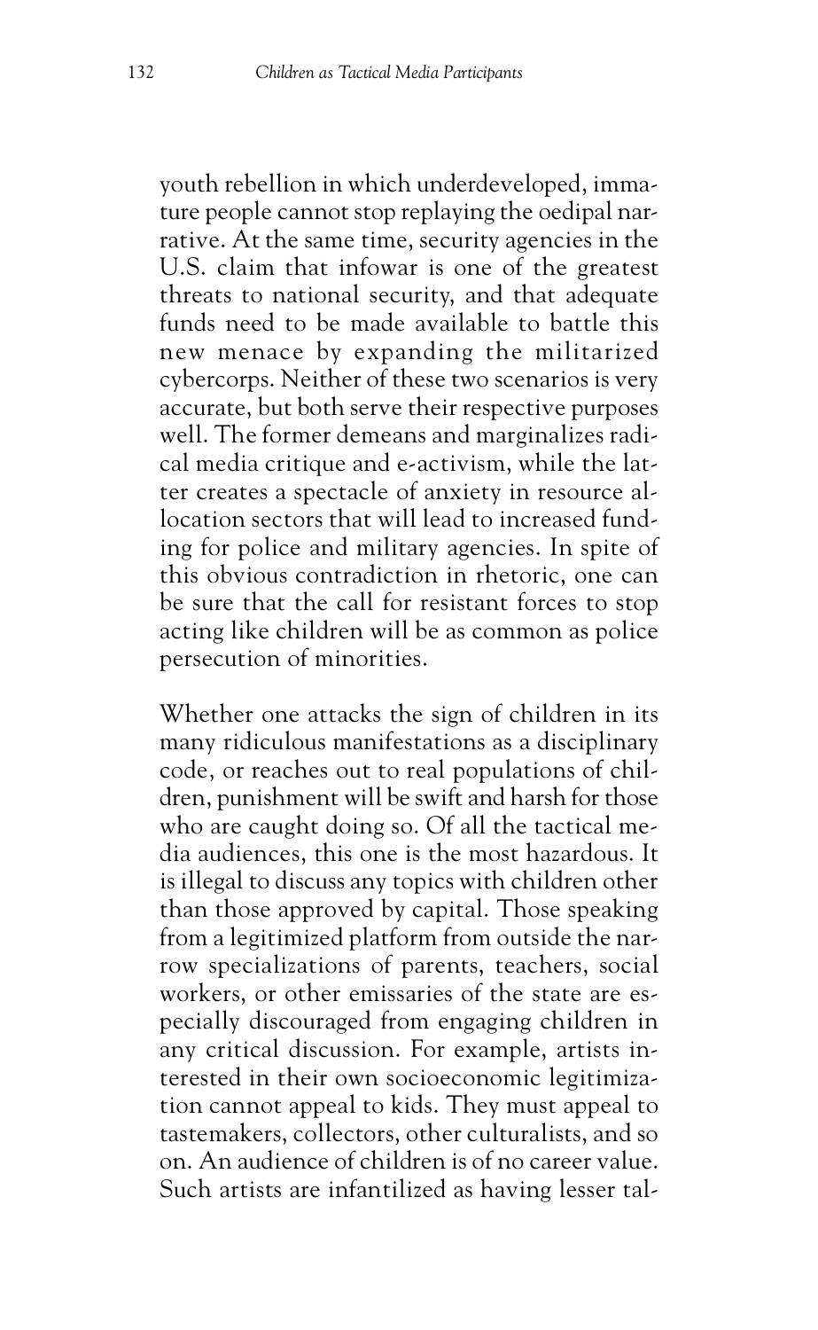youth rebellion in which underdeveloped, immature people cannot stop replaying the oedipal narrative. At the same time, security agencies in the U.S. claim that infowar is one of the greatest threats to national security, and that adequate funds need to be made available to battle this new menace by expanding the militarized cybercorps. Neither of these two scenarios is very accurate, but both serve their respective purposes well. The former demeans and marginalizes radical media critique and e-activism, while the latter creates a spectacle of anxiety in resource allocation sectors that will lead to increased funding for police and military agencies. In spite of this obvious contradiction in rhetoric, one can be sure that the call for resistant forces to stop acting like children will be as common as police persecution of minorities.

Whether one attacks the sign of children in its many ridiculous manifestations as a disciplinary code, or reaches out to real populations of children, punishment will be swift and harsh for those who are caught doing so. Of all the tactical media audiences, this one is the most hazardous. It is illegal to discuss any topics with children other than those approved by capital. Those speaking from a legitimized platform from outside the narrow specializations of parents, teachers, social workers, or other emissaries of the state are especially discouraged from engaging children in any critical discussion. For example, artists interested in their own socioeconomic legitimization cannot appeal to kids. They must appeal to tastemakers, collectors, other culturalists, and so on. An audience of children is of no career value. Such artists are infantilized as having lesser tal-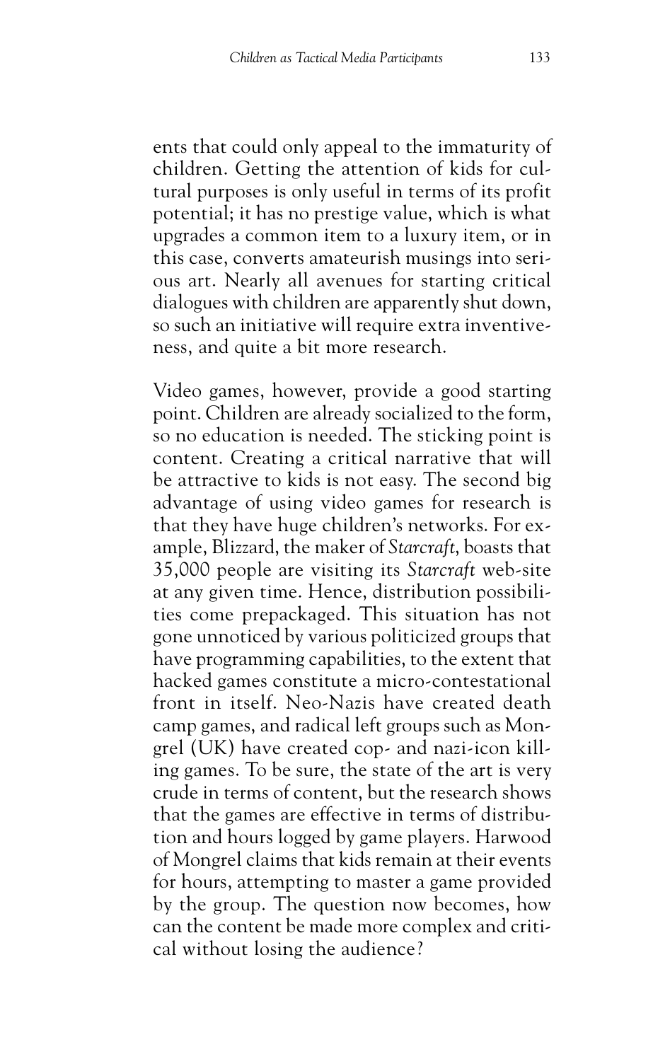ents that could only appeal to the immaturity of children. Getting the attention of kids for cultural purposes is only useful in terms of its profit potential; it has no prestige value, which is what upgrades a common item to a luxury item, or in this case, converts amateurish musings into serious art. Nearly all avenues for starting critical dialogues with children are apparently shut down, so such an initiative will require extra inventiveness, and quite a bit more research.

Video games, however, provide a good starting point. Children are already socialized to the form, so no education is needed. The sticking point is content. Creating a critical narrative that will be attractive to kids is not easy. The second big advantage of using video games for research is that they have huge children's networks. For example, Blizzard, the maker of *Starcraft*, boasts that 35,000 people are visiting its *Starcraft* web-site at any given time. Hence, distribution possibilities come prepackaged. This situation has not gone unnoticed by various politicized groups that have programming capabilities, to the extent that hacked games constitute a micro-contestational front in itself. Neo-Nazis have created death camp games, and radical left groups such as Mongrel (UK) have created cop- and nazi-icon killing games. To be sure, the state of the art is very crude in terms of content, but the research shows that the games are effective in terms of distribution and hours logged by game players. Harwood of Mongrel claims that kids remain at their events for hours, attempting to master a game provided by the group. The question now becomes, how can the content be made more complex and critical without losing the audience?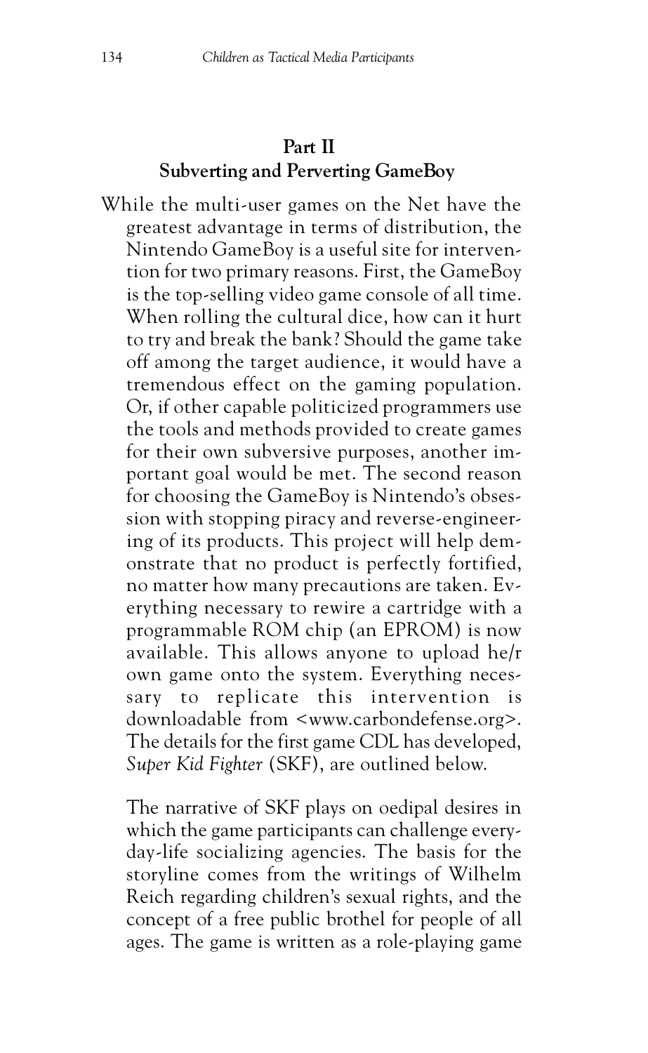## Part II
## Subverting and Perverting GameBoy

While the multi-user games on the Net have the greatest advantage in terms of distribution, the Nintendo GameBoy is a useful site for intervention for two primary reasons. First, the GameBoy is the top-selling video game console of all time. When rolling the cultural dice, how can it hurt to try and break the bank? Should the game take off among the target audience, it would have a tremendous effect on the gaming population. Or, if other capable politicized programmers use the tools and methods provided to create games for their own subversive purposes, another important goal would be met. The second reason for choosing the GameBoy is Nintendo's obsession with stopping piracy and reverse-engineering of its products. This project will help demonstrate that no product is perfectly fortified, no matter how many precautions are taken. Everything necessary to rewire a cartridge with a programmable ROM chip (an EPROM) is now available. This allows anyone to upload he/r own game onto the system. Everything necessary to replicate this intervention is downloadable from <www.carbondefense.org>. The details for the first game CDL has developed, *Super Kid Fighter* (SKF), are outlined below.

The narrative of SKF plays on oedipal desires in which the game participants can challenge everyday-life socializing agencies. The basis for the storyline comes from the writings of Wilhelm Reich regarding children's sexual rights, and the concept of a free public brothel for people of all ages. The game is written as a role-playing game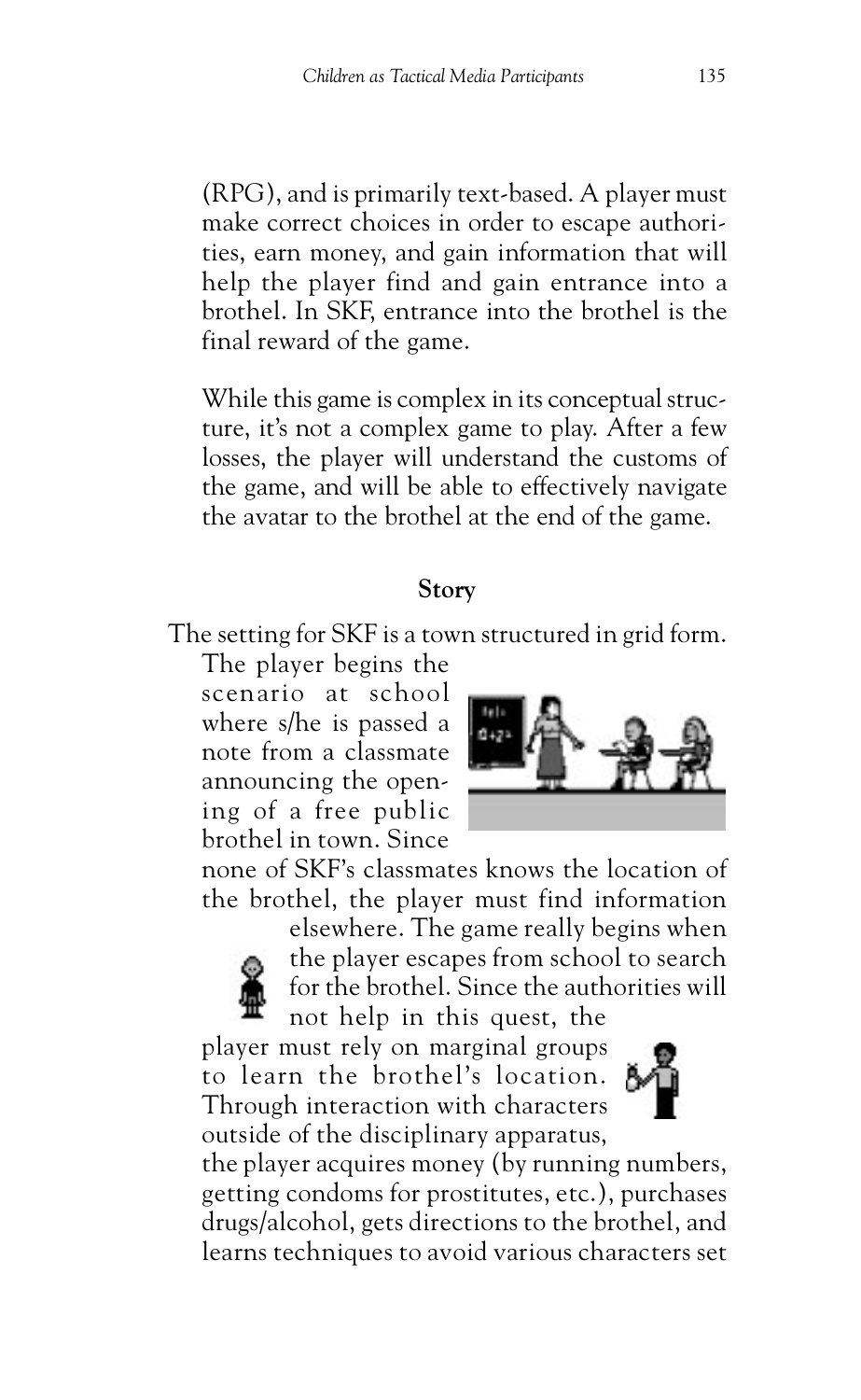(RPG), and is primarily text-based. A player must make correct choices in order to escape authorities, earn money, and gain information that will help the player find and gain entrance into a brothel. In SKF, entrance into the brothel is the final reward of the game.

While this game is complex in its conceptual structure, it's not a complex game to play. After a few losses, the player will understand the customs of the game, and will be able to effectively navigate the avatar to the brothel at the end of the game.

## Story

The setting for SKF is a town structured in grid form. The player begins the scenario at school where s/he is passed a note from a classmate announcing the opening of a free public brothel in town. Since none of SKF's classmates knows the location of the brothel, the player must find information elsewhere. The game really begins when the player escapes from school to search for the brothel. Since the authorities will not help in this quest, the player must rely on marginal groups to learn the brothel's location. Through interaction with characters outside of the disciplinary apparatus, the player acquires money (by running numbers, getting condoms for prostitutes, etc.), purchases drugs/alcohol, gets directions to the brothel, and learns techniques to avoid various characters set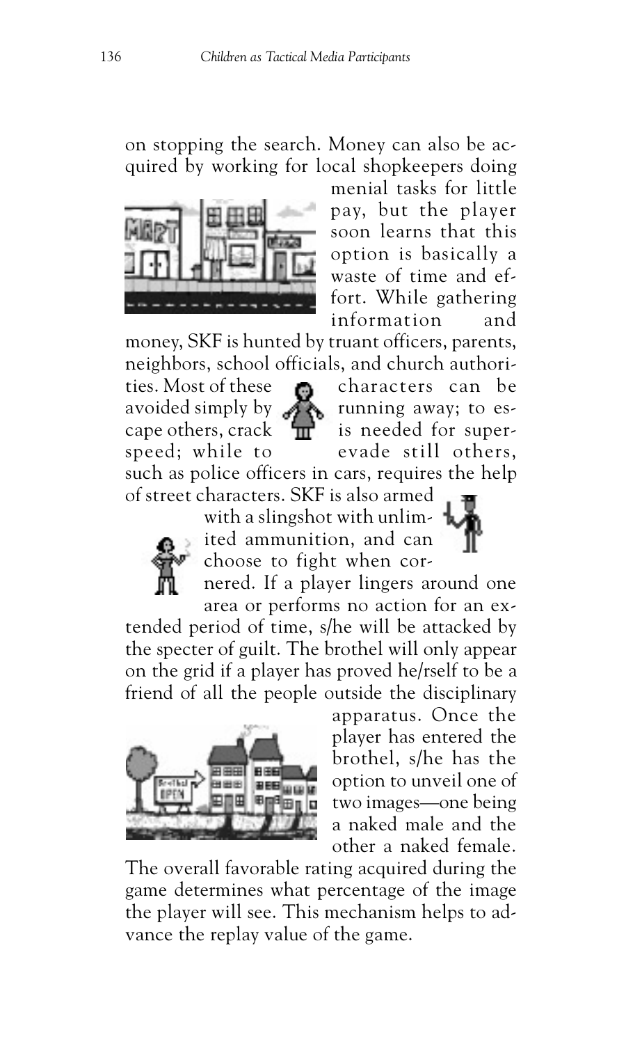on stopping the search. Money can also be acquired by working for local shopkeepers doing menial tasks for little pay, but the player soon learns that this option is basically a waste of time and effort. While gathering information and money, SKF is hunted by truant officers, parents, neighbors, school officials, and church authorities. Most of these characters can be avoided simply by running away; to escape others, crack is needed for superspeed; while to evade still others, such as police officers in cars, requires the help of street characters. SKF is also armed with a slingshot with unlimited ammunition, and can choose to fight when cornered. If a player lingers around one area or performs no action for an extended period of time, s/he will be attacked by the specter of guilt. The brothel will only appear on the grid if a player has proved he/rself to be a friend of all the people outside the disciplinary apparatus. Once the player has entered the brothel, s/he has the option to unveil one of two images—one being a naked male and the other a naked female. The overall favorable rating acquired during the game determines what percentage of the image the player will see. This mechanism helps to advance the replay value of the game.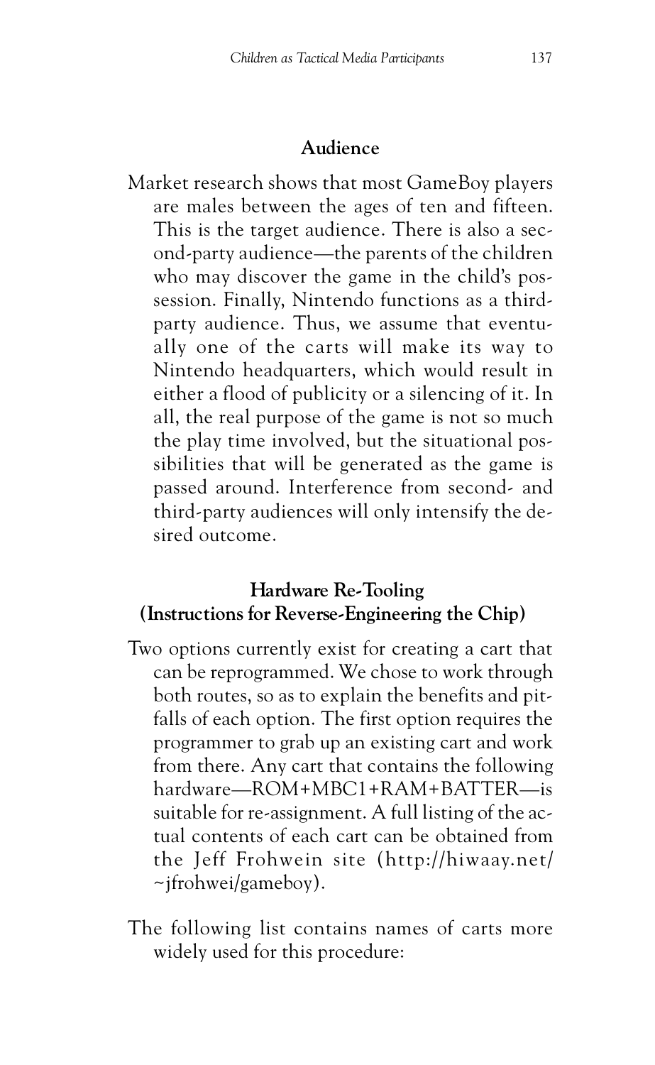## Audience

Market research shows that most GameBoy players are males between the ages of ten and fifteen. This is the target audience. There is also a second-party audience—the parents of the children who may discover the game in the child's possession. Finally, Nintendo functions as a third-party audience. Thus, we assume that eventually one of the carts will make its way to Nintendo headquarters, which would result in either a flood of publicity or a silencing of it. In all, the real purpose of the game is not so much the play time involved, but the situational possibilities that will be generated as the game is passed around. Interference from second- and third-party audiences will only intensify the desired outcome.

## Hardware Re-Tooling (Instructions for Reverse-Engineering the Chip)

Two options currently exist for creating a cart that can be reprogrammed. We chose to work through both routes, so as to explain the benefits and pitfalls of each option. The first option requires the programmer to grab up an existing cart and work from there. Any cart that contains the following hardware—ROM+MBC1+RAM+BATTER—is suitable for re-assignment. A full listing of the actual contents of each cart can be obtained from the Jeff Frohwein site (http://hiwaay.net/~jfrohwei/gameboy).

The following list contains names of carts more widely used for this procedure: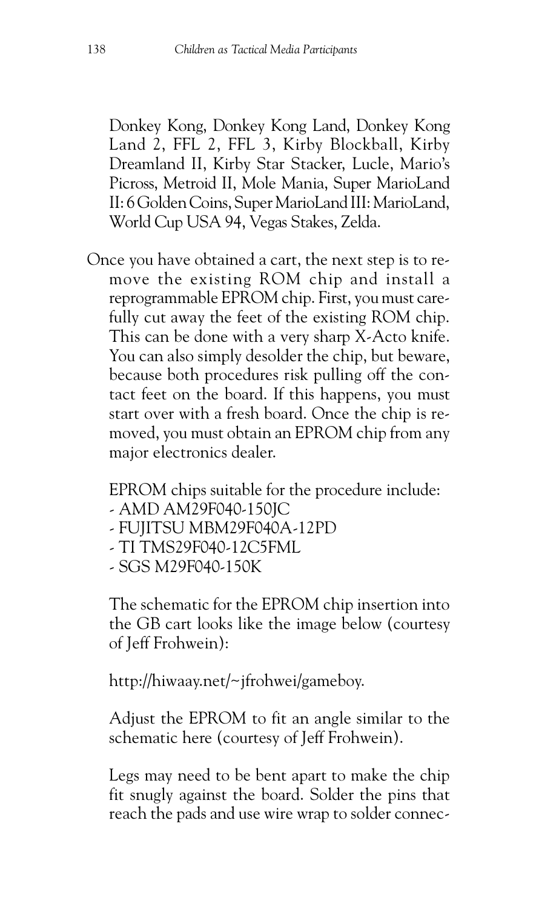Donkey Kong, Donkey Kong Land, Donkey Kong Land 2, FFL 2, FFL 3, Kirby Blockball, Kirby Dreamland II, Kirby Star Stacker, Lucle, Mario's Picross, Metroid II, Mole Mania, Super MarioLand II: 6 Golden Coins, Super MarioLand III: MarioLand, World Cup USA 94, Vegas Stakes, Zelda.

Once you have obtained a cart, the next step is to remove the existing ROM chip and install a reprogrammable EPROM chip. First, you must carefully cut away the feet of the existing ROM chip. This can be done with a very sharp X-Acto knife. You can also simply desolder the chip, but beware, because both procedures risk pulling off the contact feet on the board. If this happens, you must start over with a fresh board. Once the chip is removed, you must obtain an EPROM chip from any major electronics dealer.

EPROM chips suitable for the procedure include:

- AMD AM29F040-150JC
- FUJITSU MBM29F040A-12PD
- TI TMS29F040-12C5FML
- SGS M29F040-150K

The schematic for the EPROM chip insertion into the GB cart looks like the image below (courtesy of Jeff Frohwein):

http://hiwaay.net/~jfrohwei/gameboy.

Adjust the EPROM to fit an angle similar to the schematic here (courtesy of Jeff Frohwein).

Legs may need to be bent apart to make the chip fit snugly against the board. Solder the pins that reach the pads and use wire wrap to solder connec-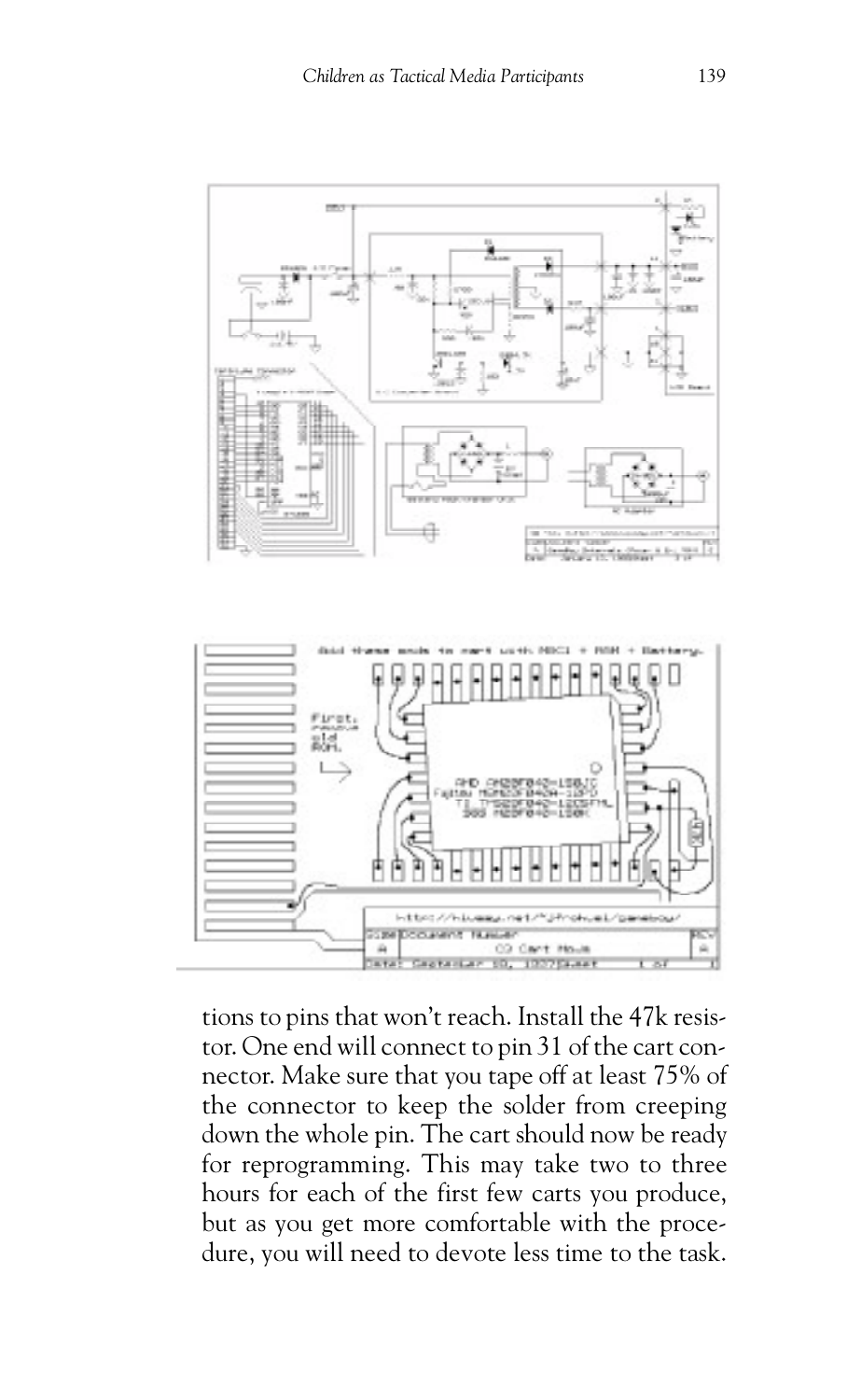tions to pins that won't reach. Install the 47k resistor. One end will connect to pin 31 of the cart connector. Make sure that you tape off at least 75% of the connector to keep the solder from creeping down the whole pin. The cart should now be ready for reprogramming. This may take two to three hours for each of the first few carts you produce, but as you get more comfortable with the procedure, you will need to devote less time to the task.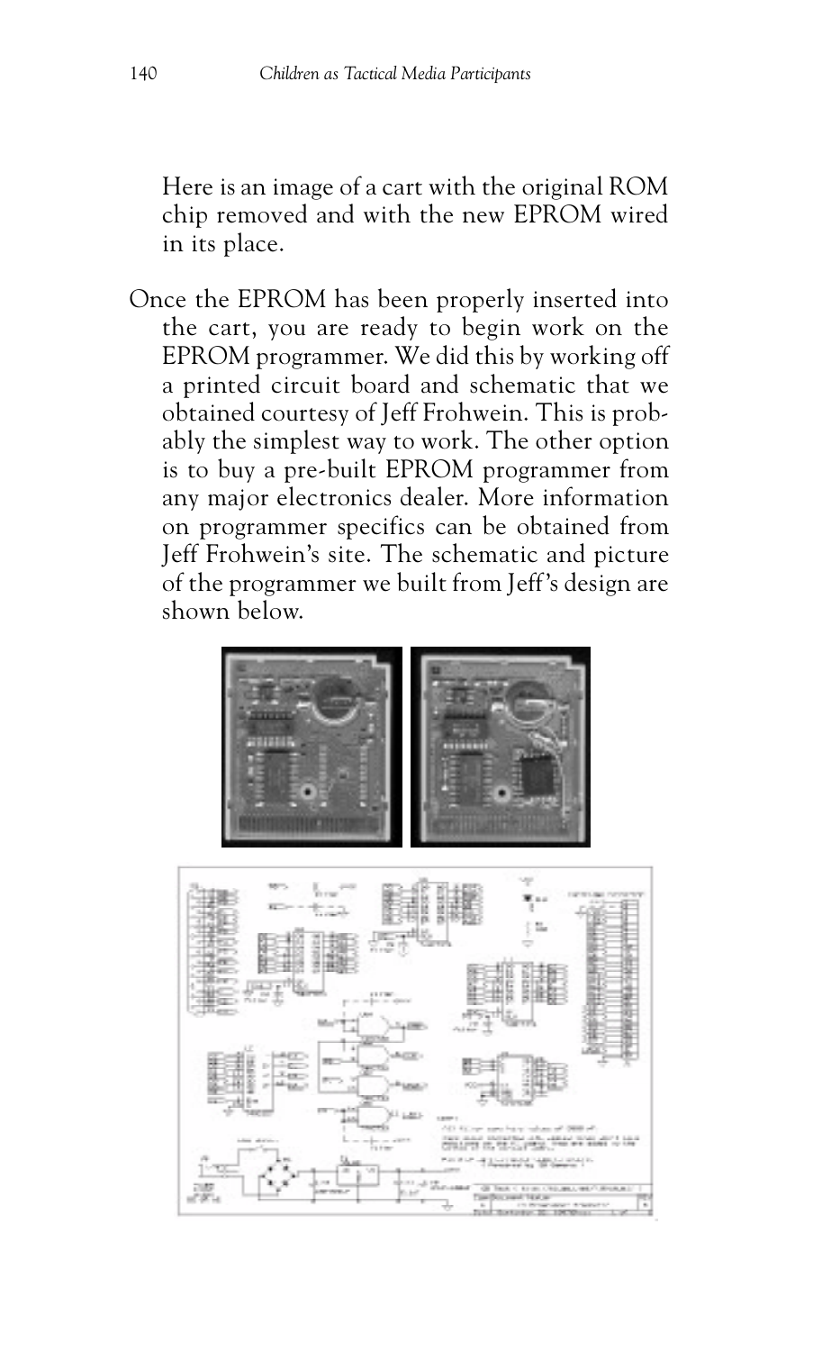Here is an image of a cart with the original ROM chip removed and with the new EPROM wired in its place.

Once the EPROM has been properly inserted into the cart, you are ready to begin work on the EPROM programmer. We did this by working off a printed circuit board and schematic that we obtained courtesy of Jeff Frohwein. This is probably the simplest way to work. The other option is to buy a pre-built EPROM programmer from any major electronics dealer. More information on programmer specifics can be obtained from Jeff Frohwein's site. The schematic and picture of the programmer we built from Jeff's design are shown below.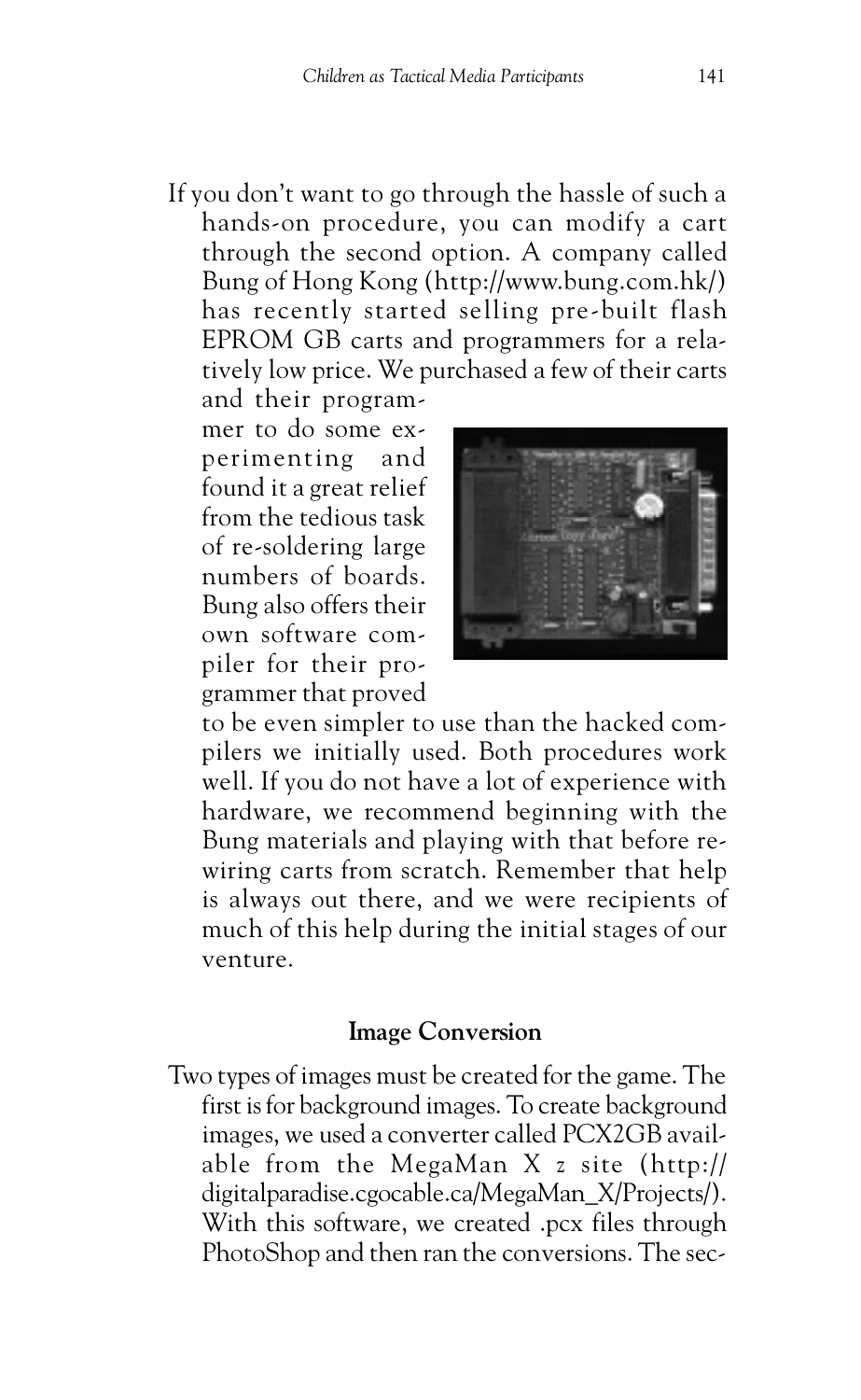If you don't want to go through the hassle of such a hands-on procedure, you can modify a cart through the second option. A company called Bung of Hong Kong (http://www.bung.com.hk/) has recently started selling pre-built flash EPROM GB carts and programmers for a relatively low price. We purchased a few of their carts and their programmer to do some experimenting and found it a great relief from the tedious task of re-soldering large numbers of boards. Bung also offers their own software compiler for their programmer that proved to be even simpler to use than the hacked compilers we initially used. Both procedures work well. If you do not have a lot of experience with hardware, we recommend beginning with the Bung materials and playing with that before rewiring carts from scratch. Remember that help is always out there, and we were recipients of much of this help during the initial stages of our venture.

### Image Conversion

Two types of images must be created for the game. The first is for background images. To create background images, we used a converter called PCX2GB available from the MegaMan X z site (http://digitalparadise.cgocable.ca/MegaMan_X/Projects/). With this software, we created .pcx files through PhotoShop and then ran the conversions. The sec-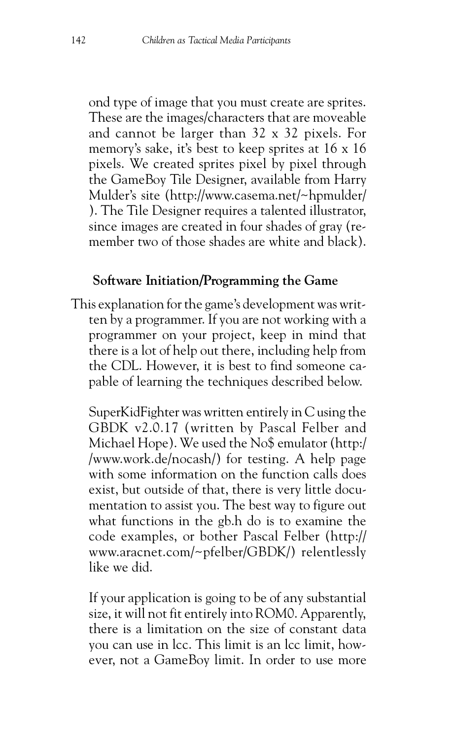ond type of image that you must create are sprites. These are the images/characters that are moveable and cannot be larger than 32 x 32 pixels. For memory's sake, it's best to keep sprites at 16 x 16 pixels. We created sprites pixel by pixel through the GameBoy Tile Designer, available from Harry Mulder's site (http://www.casema.net/~hpmulder/ ). The Tile Designer requires a talented illustrator, since images are created in four shades of gray (remember two of those shades are white and black).

### Software Initiation/Programming the Game

This explanation for the game's development was written by a programmer. If you are not working with a programmer on your project, keep in mind that there is a lot of help out there, including help from the CDL. However, it is best to find someone capable of learning the techniques described below.

SuperKidFighter was written entirely in C using the GBDK v2.0.17 (written by Pascal Felber and Michael Hope). We used the No$ emulator (http://www.work.de/nocash/) for testing. A help page with some information on the function calls does exist, but outside of that, there is very little documentation to assist you. The best way to figure out what functions in the gb.h do is to examine the code examples, or bother Pascal Felber (http://www.aracnet.com/~pfelber/GBDK/) relentlessly like we did.

If your application is going to be of any substantial size, it will not fit entirely into ROM0. Apparently, there is a limitation on the size of constant data you can use in lcc. This limit is an lcc limit, however, not a GameBoy limit. In order to use more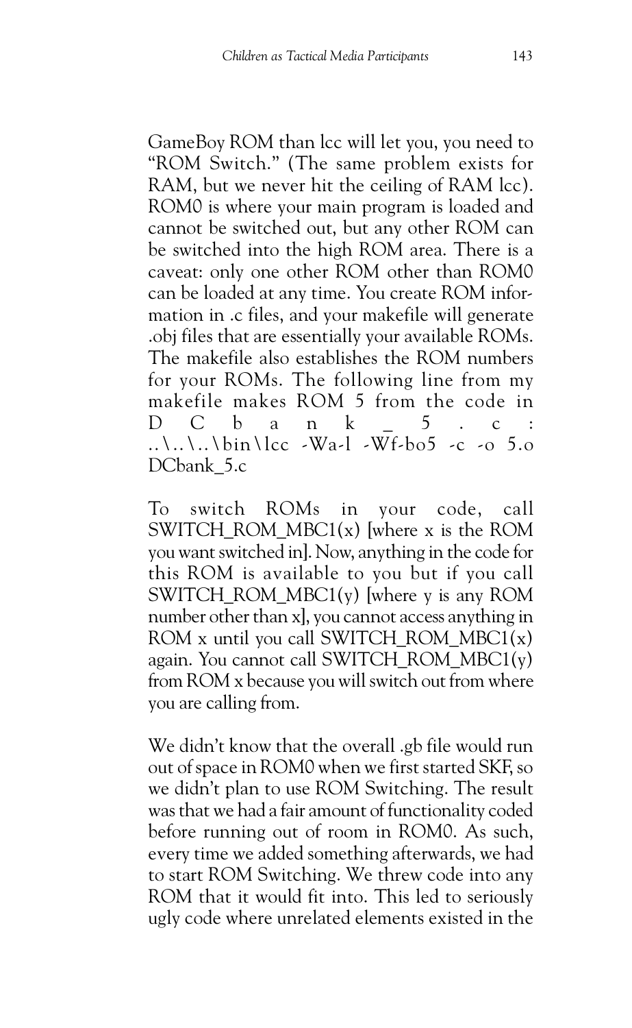GameBoy ROM than lcc will let you, you need to "ROM Switch." (The same problem exists for RAM, but we never hit the ceiling of RAM lcc). ROM0 is where your main program is loaded and cannot be switched out, but any other ROM can be switched into the high ROM area. There is a caveat: only one other ROM other than ROM0 can be loaded at any time. You create ROM information in .c files, and your makefile will generate .obj files that are essentially your available ROMs. The makefile also establishes the ROM numbers for your ROMs. The following line from my makefile makes ROM 5 from the code in DCbank_5.c:

```
..\..\..\bin\lcc -Wa-l -Wf-bo5 -c -o 5.o DCbank_5.c
```

To switch ROMs in your code, call SWITCH_ROM_MBC1(x) [where x is the ROM you want switched in]. Now, anything in the code for this ROM is available to you but if you call SWITCH_ROM_MBC1(y) [where y is any ROM number other than x], you cannot access anything in ROM x until you call SWITCH_ROM_MBC1(x) again. You cannot call SWITCH_ROM_MBC1(y) from ROM x because you will switch out from where you are calling from.

We didn't know that the overall .gb file would run out of space in ROM0 when we first started SKF, so we didn't plan to use ROM Switching. The result was that we had a fair amount of functionality coded before running out of room in ROM0. As such, every time we added something afterwards, we had to start ROM Switching. We threw code into any ROM that it would fit into. This led to seriously ugly code where unrelated elements existed in the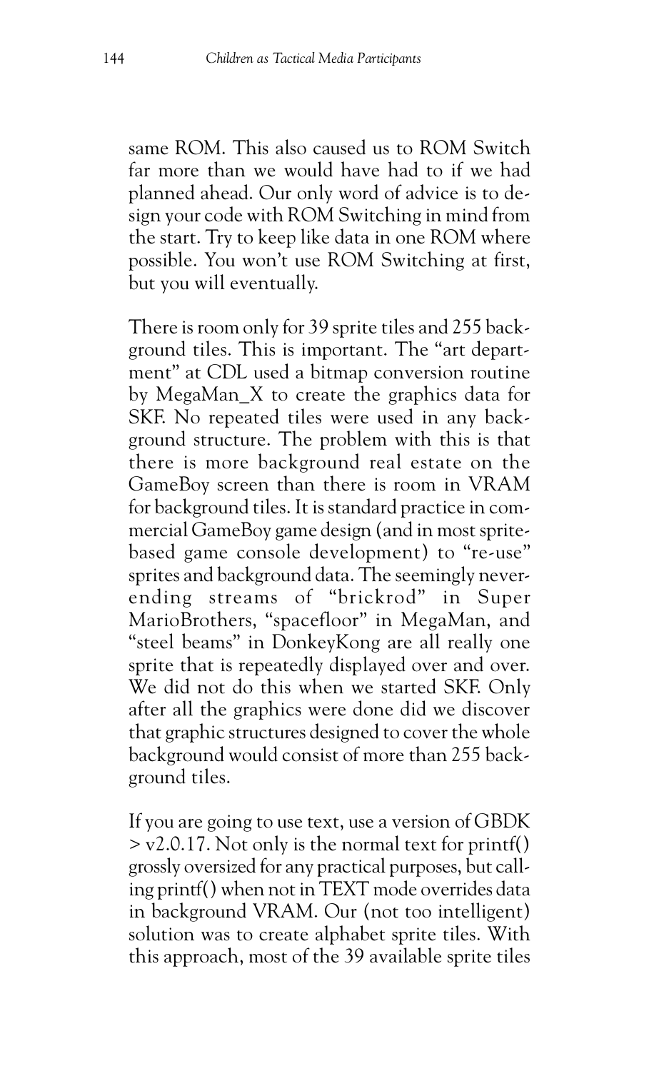same ROM. This also caused us to ROM Switch far more than we would have had to if we had planned ahead. Our only word of advice is to design your code with ROM Switching in mind from the start. Try to keep like data in one ROM where possible. You won't use ROM Switching at first, but you will eventually.

There is room only for 39 sprite tiles and 255 background tiles. This is important. The "art department" at CDL used a bitmap conversion routine by MegaMan_X to create the graphics data for SKF. No repeated tiles were used in any background structure. The problem with this is that there is more background real estate on the GameBoy screen than there is room in VRAM for background tiles. It is standard practice in commercial GameBoy game design (and in most sprite-based game console development) to "re-use" sprites and background data. The seemingly never-ending streams of "brickrod" in Super MarioBrothers, "spacefloor" in MegaMan, and "steel beams" in DonkeyKong are all really one sprite that is repeatedly displayed over and over. We did not do this when we started SKF. Only after all the graphics were done did we discover that graphic structures designed to cover the whole background would consist of more than 255 background tiles.

If you are going to use text, use a version of GBDK > v2.0.17. Not only is the normal text for printf() grossly oversized for any practical purposes, but calling printf() when not in TEXT mode overrides data in background VRAM. Our (not too intelligent) solution was to create alphabet sprite tiles. With this approach, most of the 39 available sprite tiles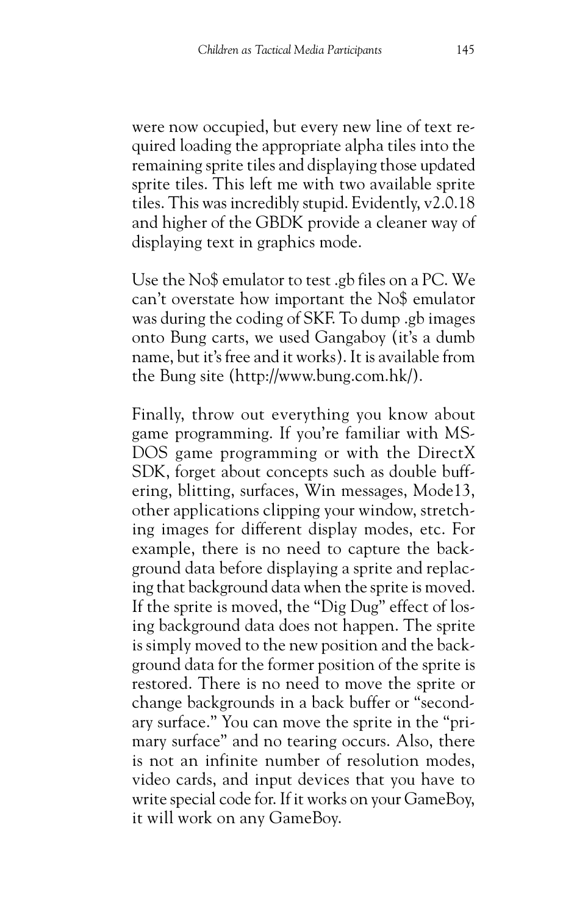were now occupied, but every new line of text required loading the appropriate alpha tiles into the remaining sprite tiles and displaying those updated sprite tiles. This left me with two available sprite tiles. This was incredibly stupid. Evidently, v2.0.18 and higher of the GBDK provide a cleaner way of displaying text in graphics mode.

Use the No$ emulator to test .gb files on a PC. We can't overstate how important the No$ emulator was during the coding of SKF. To dump .gb images onto Bung carts, we used Gangaboy (it's a dumb name, but it's free and it works). It is available from the Bung site (http://www.bung.com.hk/).

Finally, throw out everything you know about game programming. If you're familiar with MS-DOS game programming or with the DirectX SDK, forget about concepts such as double buffering, blitting, surfaces, Win messages, Mode13, other applications clipping your window, stretching images for different display modes, etc. For example, there is no need to capture the background data before displaying a sprite and replacing that background data when the sprite is moved. If the sprite is moved, the "Dig Dug" effect of losing background data does not happen. The sprite is simply moved to the new position and the background data for the former position of the sprite is restored. There is no need to move the sprite or change backgrounds in a back buffer or "secondary surface." You can move the sprite in the "primary surface" and no tearing occurs. Also, there is not an infinite number of resolution modes, video cards, and input devices that you have to write special code for. If it works on your GameBoy, it will work on any GameBoy.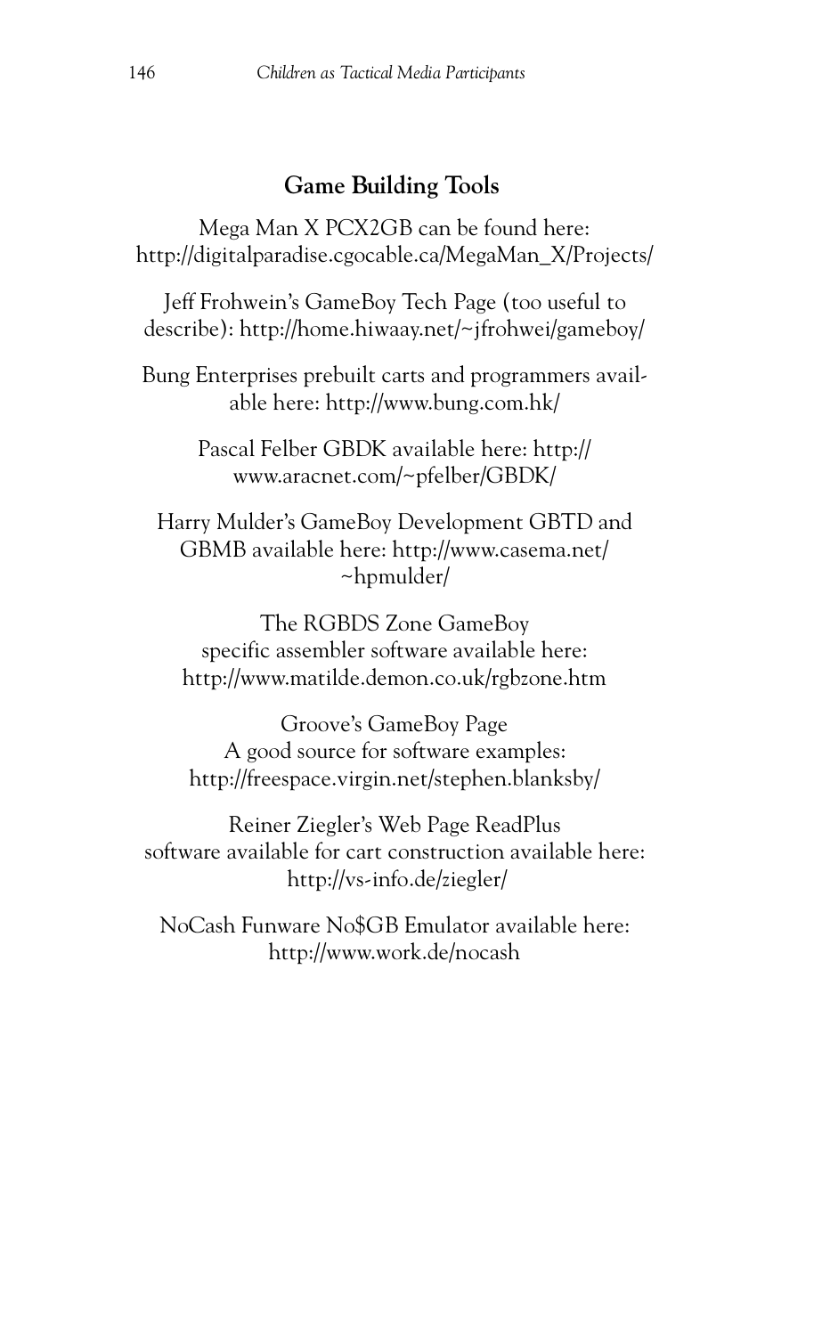## Game Building Tools

Mega Man X PCX2GB can be found here: http://digitalparadise.cgocable.ca/MegaMan_X/Projects/

Jeff Frohwein's GameBoy Tech Page (too useful to describe): http://home.hiwaay.net/~jfrohwei/gameboy/

Bung Enterprises prebuilt carts and programmers available here: http://www.bung.com.hk/

Pascal Felber GBDK available here: http://www.aracnet.com/~pfelber/GBDK/

Harry Mulder's GameBoy Development GBTD and GBMB available here: http://www.casema.net/~hpmulder/

The RGBDS Zone GameBoy specific assembler software available here: http://www.matilde.demon.co.uk/rgbzone.htm

Groove's GameBoy Page
A good source for software examples: http://freespace.virgin.net/stephen.blanksby/

Reiner Ziegler's Web Page ReadPlus software available for cart construction available here: http://vs-info.de/ziegler/

NoCash Funware No$GB Emulator available here: http://www.work.de/nocash